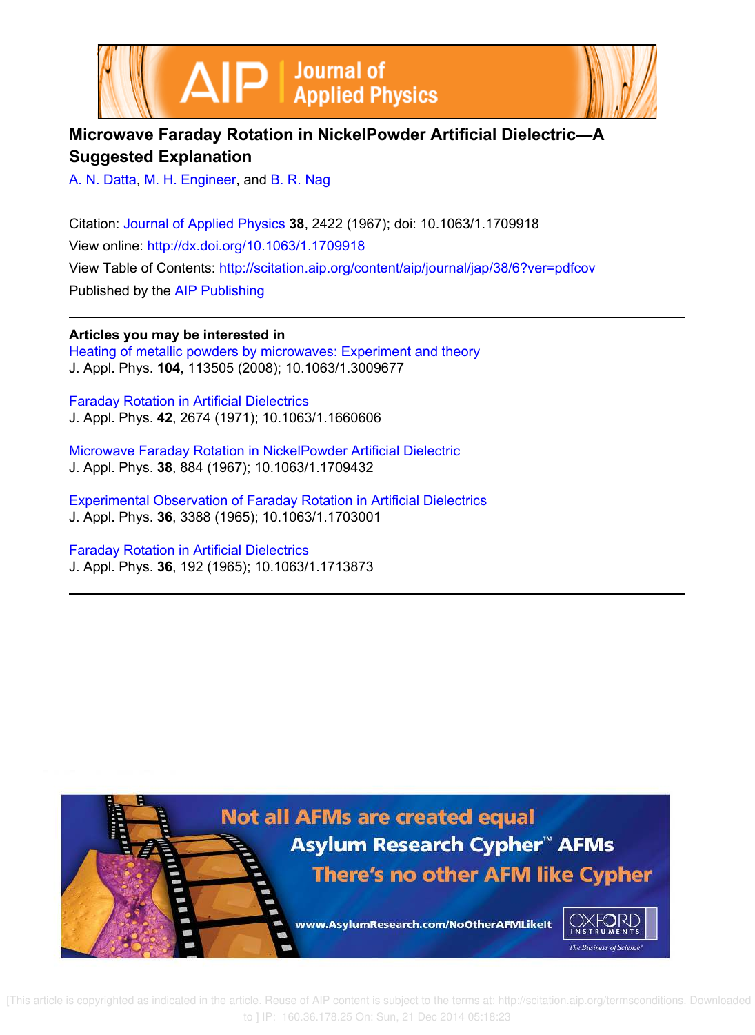# Microwave Faraday Rotation in NickelPowder Artificial Dielectric—A Suggested Explanation

A. N. Datta, M. H. Engineer, and B. R. Nag

Citation: Journal of Applied Physics **38**, 2422 (1967); doi: 10.1063/1.1709918
View online: http://dx.doi.org/10.1063/1.1709918
View Table of Contents: http://scitation.aip.org/content/aip/journal/jap/38/6?ver=pdfcov
Published by the AIP Publishing

**Articles you may be interested in**

Heating of metallic powders by microwaves: Experiment and theory
J. Appl. Phys. **104**, 113505 (2008); 10.1063/1.3009677

Faraday Rotation in Artificial Dielectrics
J. Appl. Phys. **42**, 2674 (1971); 10.1063/1.1660606

Microwave Faraday Rotation in NickelPowder Artificial Dielectric
J. Appl. Phys. **38**, 884 (1967); 10.1063/1.1709432

Experimental Observation of Faraday Rotation in Artificial Dielectrics
J. Appl. Phys. **36**, 3388 (1965); 10.1063/1.1703001

Faraday Rotation in Artificial Dielectrics
J. Appl. Phys. **36**, 192 (1965); 10.1063/1.1713873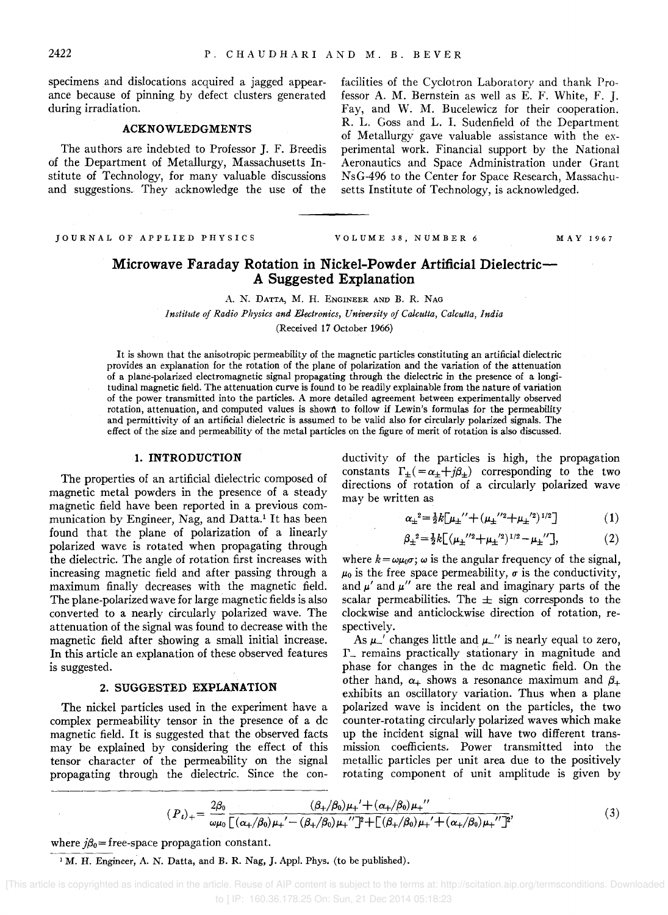specimens and dislocations acquired a jagged appearance because of pinning by defect clusters generated during irradiation.

## ACKNOWLEDGMENTS

The authors are indebted to Professor J. F. Breedis of the Department of Metallurgy, Massachusetts Institute of Technology, for many valuable discussions and suggestions. They acknowledge the use of the facilities of the Cyclotron Laboratory and thank Professor A. M. Bernstein as well as E. F. White, F. J. Fay, and W. M. Bucelewicz for their cooperation. R. L. Goss and L. I. Sudenfield of the Department of Metallurgy gave valuable assistance with the experimental work. Financial support by the National Aeronautics and Space Administration under Grant NsG-496 to the Center for Space Research, Massachusetts Institute of Technology, is acknowledged.

---

JOURNAL OF APPLIED PHYSICS VOLUME 38, NUMBER 6 MAY 1967

# Microwave Faraday Rotation in Nickel-Powder Artificial Dielectric—A Suggested Explanation

A. N. Datta, M. H. Engineer and B. R. Nag

*Institute of Radio Physics and Electronics, University of Calcutta, Calcutta, India*

(Received 17 October 1966)

It is shown that the anisotropic permeability of the magnetic particles constituting an artificial dielectric provides an explanation for the rotation of the plane of polarization and the variation of the attenuation of a plane-polarized electromagnetic signal propagating through the dielectric in the presence of a longitudinal magnetic field. The attenuation curve is found to be readily explainable from the nature of variation of the power transmitted into the particles. A more detailed agreement between experimentally observed rotation, attenuation, and computed values is shown to follow if Lewin's formulas for the permeability and permittivity of an artificial dielectric is assumed to be valid also for circularly polarized signals. The effect of the size and permeability of the metal particles on the figure of merit of rotation is also discussed.

## 1. INTRODUCTION

The properties of an artificial dielectric composed of magnetic metal powders in the presence of a steady magnetic field have been reported in a previous communication by Engineer, Nag, and Datta.[1] It has been found that the plane of polarization of a linearly polarized wave is rotated when propagating through the dielectric. The angle of rotation first increases with increasing magnetic field and after passing through a maximum finally decreases with the magnetic field. The plane-polarized wave for large magnetic fields is also converted to a nearly circularly polarized wave. The attenuation of the signal was found to decrease with the magnetic field after showing a small initial increase. In this article an explanation of these observed features is suggested.

## 2. SUGGESTED EXPLANATION

The nickel particles used in the experiment have a complex permeability tensor in the presence of a dc magnetic field. It is suggested that the observed facts may be explained by considering the effect of this tensor character of the permeability on the signal propagating through the dielectric. Since the conductivity of the particles is high, the propagation constants $\Gamma_\pm(=\alpha_\pm+j\beta_\pm)$ corresponding to the two directions of rotation of a circularly polarized wave may be written as

$$\alpha_\pm^2=\tfrac{1}{2}k[\mu_\pm''+(\mu_\pm''^2+\mu_\pm'^2)^{1/2}] \tag{1}$$

$$\beta_\pm^2=\tfrac{1}{2}k[(\mu_\pm''^2+\mu_\pm'^2)^{1/2}-\mu_\pm''], \tag{2}$$

where $k=\omega\mu_0\sigma$; $\omega$ is the angular frequency of the signal, $\mu_0$ is the free space permeability, $\sigma$ is the conductivity, and $\mu'$ and $\mu''$ are the real and imaginary parts of the scalar permeabilities. The $\pm$ sign corresponds to the clockwise and anticlockwise direction of rotation, respectively.

As $\mu_-'$ changes little and $\mu_-''$ is nearly equal to zero, $\Gamma_-$ remains practically stationary in magnitude and phase for changes in the dc magnetic field. On the other hand, $\alpha_+$ shows a resonance maximum and $\beta_+$ exhibits an oscillatory variation. Thus when a plane polarized wave is incident on the particles, the two counter-rotating circularly polarized waves which make up the incident signal will have two different transmission coefficients. Power transmitted into the metallic particles per unit area due to the positively rotating component of unit amplitude is given by

$$(P_t)_+=\frac{2\beta_0}{\omega\mu_0}\frac{(\beta_+/\beta_0)\mu_+'+(\alpha_+/\beta_0)\mu_+''}{[(\alpha_+/\beta_0)\mu_+'-(\beta_+/\beta_0)\mu_+'']^2+[(\beta_+/\beta_0)\mu_+'+(\alpha_+/\beta_0)\mu_+'']^2}, \tag{3}$$

where $j\beta_0$ = free-space propagation constant.

[1] M. H. Engineer, A. N. Datta, and B. R. Nag, J. Appl. Phys. (to be published).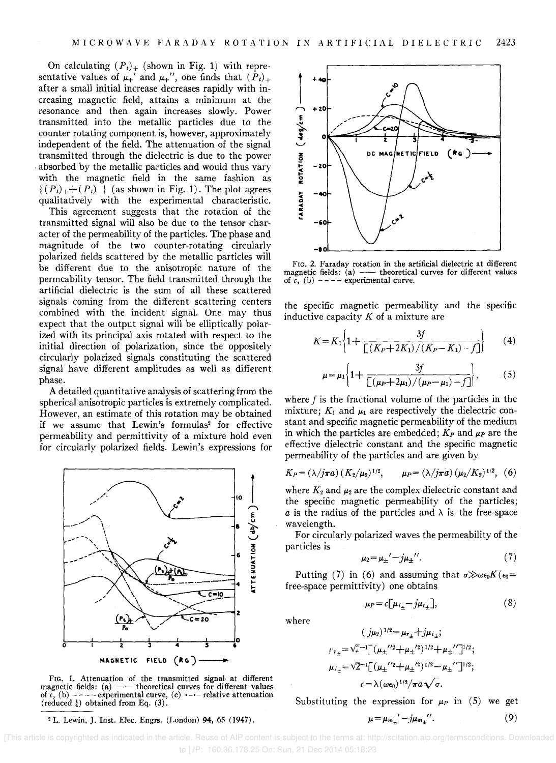On calculating $(P_t)_+$ (shown in Fig. 1) with representative values of $\mu_+'$ and $\mu_+''$, one finds that $(P_t)_+$ after a small initial increase decreases rapidly with increasing magnetic field, attains a minimum at the resonance and then again increases slowly. Power transmitted into the metallic particles due to the counter rotating component is, however, approximately independent of the field. The attenuation of the signal transmitted through the dielectric is due to the power absorbed by the metallic particles and would thus vary with the magnetic field in the same fashion as $\{(P_t)_+ + (P_t)_-\}$ (as shown in Fig. 1). The plot agrees qualitatively with the experimental characteristic.

This agreement suggests that the rotation of the transmitted signal will also be due to the tensor character of the permeability of the particles. The phase and magnitude of the two counter-rotating circularly polarized fields scattered by the metallic particles will be different due to the anisotropic nature of the permeability tensor. The field transmitted through the artificial dielectric is the sum of all these scattered signals coming from the different scattering centers combined with the incident signal. One may thus expect that the output signal will be elliptically polarized with its principal axis rotated with respect to the initial direction of polarization, since the oppositely circularly polarized signals constituting the scattered signal have different amplitudes as well as different phase.

A detailed quantitative analysis of scattering from the spherical anisotropic particles is extremely complicated. However, an estimate of this rotation may be obtained if we assume that Lewin's formulas[2] for effective permeability and permittivity of a mixture hold even for circularly polarized fields. Lewin's expressions for

FIG. 1. Attenuation of the transmitted signal at different magnetic fields: (a) —— theoretical curves for different values of $c$, (b) – – – – experimental curve, (c) ·–·– relative attenuation (reduced $\frac{1}{4}$) obtained from Eq. (3).

[2] L. Lewin, J. Inst. Elec. Engrs. (London) **94**, 65 (1947).

FIG. 2. Faraday rotation in the artificial dielectric at different magnetic fields: (a) —— theoretical curves for different values of $c$, (b) – – – – experimental curve.

the specific magnetic permeability and the specific inductive capacity $K$ of a mixture are

$$K = K_1\left\{1+\frac{3f}{[(K_P+2K_1)/(K_P-K_1)-f]}\right\} \quad (4)$$

$$\mu = \mu_1\left\{1+\frac{3f}{[(\mu_P+2\mu_1)/(\mu_P-\mu_1)-f]}\right\}, \quad (5)$$

where $f$ is the fractional volume of the particles in the mixture; $K_1$ and $\mu_1$ are respectively the dielectric constant and specific magnetic permeability of the medium in which the particles are embedded; $K_P$ and $\mu_P$ are the effective dielectric constant and the specific magnetic permeability of the particles and are given by

$$K_P = (\lambda/j\pi a)(K_2/\mu_2)^{1/2}, \qquad \mu_P = (\lambda/j\pi a)(\mu_2/K_2)^{1/2}, \quad (6)$$

where $K_2$ and $\mu_2$ are the complex dielectric constant and the specific magnetic permeability of the particles; $a$ is the radius of the particles and $\lambda$ is the free-space wavelength.

For circularly polarized waves the permeability of the particles is

$$\mu_2 = \mu_\pm' - j\mu_\pm''. \quad (7)$$

Putting (7) in (6) and assuming that $\sigma \gg \omega\epsilon_0 K$ ($\epsilon_0$ = free-space permittivity) one obtains

$$\mu_P = c[\mu_{i_\pm} - j\mu_{r_\pm}], \quad (8)$$

where

$$(j\mu_2)^{1/2} = \mu_{r_\pm} + j\mu_{i_\pm};$$

$$\mu_{r_\pm} = \sqrt{2}^{-1}[(\mu_\pm''^2 + \mu_\pm'^2)^{1/2} + \mu_\pm'']^{1/2};$$

$$\mu_{i_\pm} = \sqrt{2}^{-1}[(\mu_\pm''^2 + \mu_\pm'^2)^{1/2} - \mu_\pm'']^{1/2};$$

$$c = \lambda(\omega\epsilon_0)^{1/2}/\pi a\sqrt{\sigma}.$$

Substituting the expression for $\mu_P$ in (5) we get

$$\mu = \mu_{m_\pm}' - j\mu_{m_\pm}''. \quad (9)$$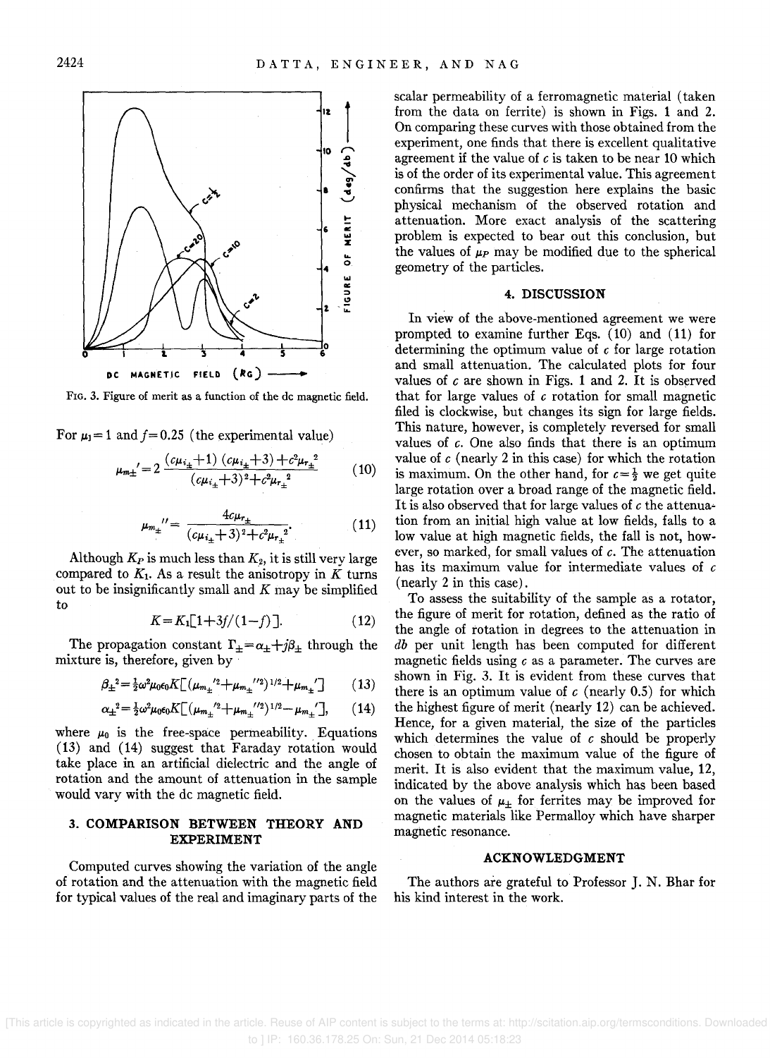0 1 2 3 4 5 6

DC MAGNETIC FIELD (KG) ⟶

FIGURE OF MERIT (deg/db) ⟶

0 2 4 6 8 10 12

c=½

c=20

c=10

c=2

FIG. 3. Figure of merit as a function of the dc magnetic field.

For $\mu_1 = 1$ and $f = 0.25$ (the experimental value)

$$\mu_{m\pm}' = 2\,\frac{(c\mu_{i_\pm}+1)\,(c\mu_{i_\pm}+3)+c^2\mu_{r_\pm}{}^2}{(c\mu_{i_\pm}+3)^2+c^2\mu_{r_\pm}{}^2} \tag{10}$$

$$\mu_{m_\pm}'' = \frac{4c\mu_{r_\pm}}{(c\mu_{i_\pm}+3)^2+c^2\mu_{r_\pm}{}^2}. \tag{11}$$

Although $K_P$ is much less than $K_2$, it is still very large compared to $K_1$. As a result the anisotropy in $K$ turns out to be insignificantly small and $K$ may be simplified to

$$K = K_1[1+3f/(1-f)]. \tag{12}$$

The propagation constant $\Gamma_\pm = \alpha_\pm + j\beta_\pm$ through the mixture is, therefore, given by

$$\beta_\pm{}^2 = \tfrac{1}{2}\omega^2\mu_0\epsilon_0 K[(\mu_{m_\pm}'^2+\mu_{m_\pm}''^2)^{1/2}+\mu_{m_\pm}'] \tag{13}$$

$$\alpha_\pm{}^2 = \tfrac{1}{2}\omega^2\mu_0\epsilon_0 K[(\mu_{m_\pm}'^2+\mu_{m_\pm}''^2)^{1/2}-\mu_{m_\pm}'], \tag{14}$$

where $\mu_0$ is the free-space permeability. Equations (13) and (14) suggest that Faraday rotation would take place in an artificial dielectric and the angle of rotation and the amount of attenuation in the sample would vary with the dc magnetic field.

## 3. COMPARISON BETWEEN THEORY AND EXPERIMENT

Computed curves showing the variation of the angle of rotation and the attenuation with the magnetic field for typical values of the real and imaginary parts of the scalar permeability of a ferromagnetic material (taken from the data on ferrite) is shown in Figs. 1 and 2. On comparing these curves with those obtained from the experiment, one finds that there is excellent qualitative agreement if the value of $c$ is taken to be near 10 which is of the order of its experimental value. This agreement confirms that the suggestion here explains the basic physical mechanism of the observed rotation and attenuation. More exact analysis of the scattering problem is expected to bear out this conclusion, but the values of $\mu_P$ may be modified due to the spherical geometry of the particles.

## 4. DISCUSSION

In view of the above-mentioned agreement we were prompted to examine further Eqs. (10) and (11) for determining the optimum value of $c$ for large rotation and small attenuation. The calculated plots for four values of $c$ are shown in Figs. 1 and 2. It is observed that for large values of $c$ rotation for small magnetic filed is clockwise, but changes its sign for large fields. This nature, however, is completely reversed for small values of $c$. One also finds that there is an optimum value of $c$ (nearly 2 in this case) for which the rotation is maximum. On the other hand, for $c=\frac{1}{2}$ we get quite large rotation over a broad range of the magnetic field. It is also observed that for large values of $c$ the attenuation from an initial high value at low fields, falls to a low value at high magnetic fields, the fall is not, however, so marked, for small values of $c$. The attenuation has its maximum value for intermediate values of $c$ (nearly 2 in this case).

To assess the suitability of the sample as a rotator, the figure of merit for rotation, defined as the ratio of the angle of rotation in degrees to the attenuation in $db$ per unit length has been computed for different magnetic fields using $c$ as a parameter. The curves are shown in Fig. 3. It is evident from these curves that there is an optimum value of $c$ (nearly 0.5) for which the highest figure of merit (nearly 12) can be achieved. Hence, for a given material, the size of the particles which determines the value of $c$ should be properly chosen to obtain the maximum value of the figure of merit. It is also evident that the maximum value, 12, indicated by the above analysis which has been based on the values of $\mu_\pm$ for ferrites may be improved for magnetic materials like Permalloy which have sharper magnetic resonance.

## ACKNOWLEDGMENT

The authors are grateful to Professor J. N. Bhar for his kind interest in the work.